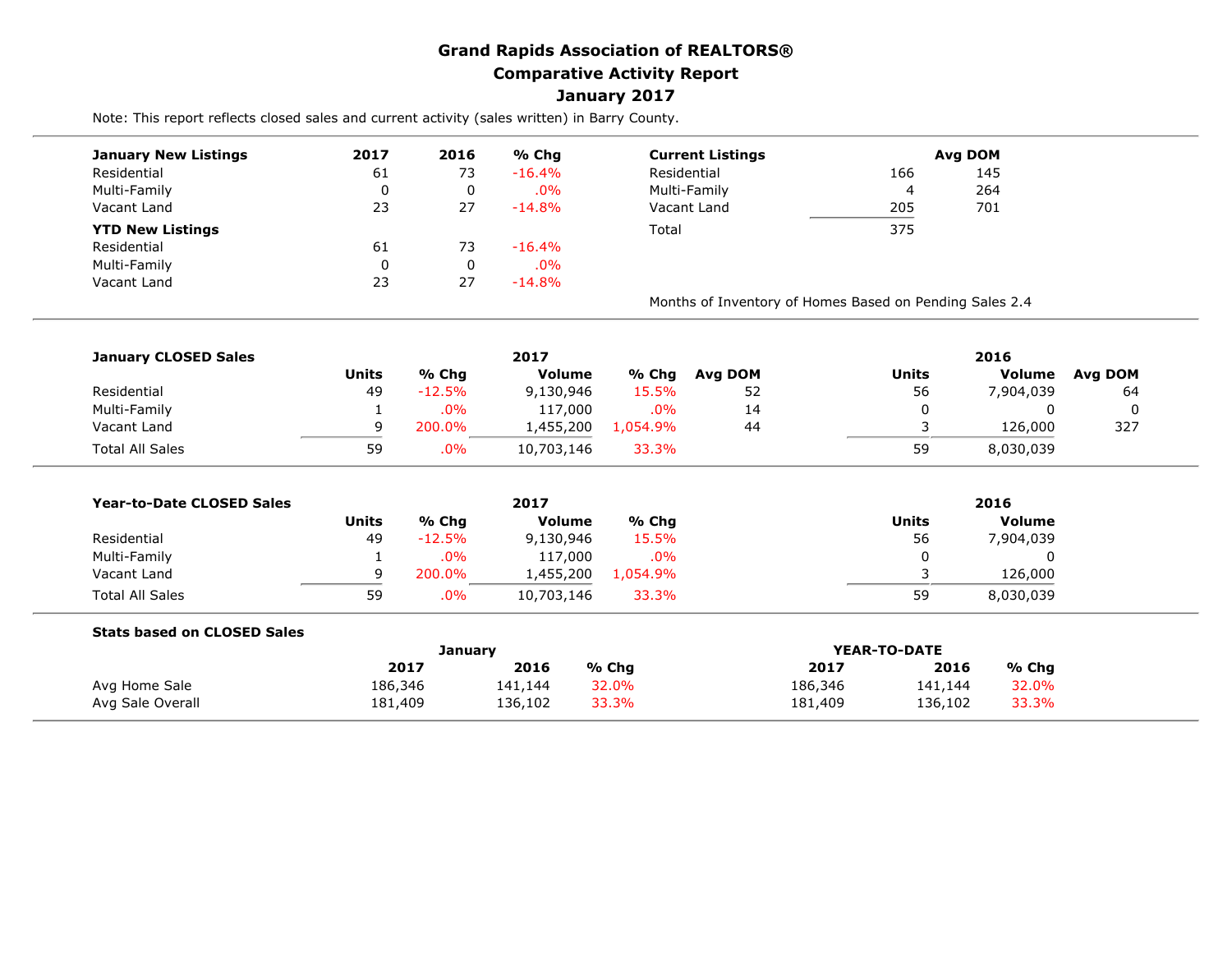# Grand Rapids Association of REALTORS®
## Comparative Activity Report
## January 2017

Note: This report reflects closed sales and current activity (sales written) in Barry County.

| January New Listings | 2017 | 2016 | % Chg |
|---|---|---|---|
| Residential | 61 | 73 | -16.4% |
| Multi-Family | 0 | 0 | .0% |
| Vacant Land | 23 | 27 | -14.8% |
| **YTD New Listings** | | | |
| Residential | 61 | 73 | -16.4% |
| Multi-Family | 0 | 0 | .0% |
| Vacant Land | 23 | 27 | -14.8% |

| Current Listings | | Avg DOM |
|---|---|---|
| Residential | 166 | 145 |
| Multi-Family | 4 | 264 |
| Vacant Land | 205 | 701 |
| Total | 375 | |

Months of Inventory of Homes Based on Pending Sales 2.4

| January CLOSED Sales | 2017 | | | | | 2016 | | |
|---|---|---|---|---|---|---|---|---|
| | Units | % Chg | Volume | % Chg | Avg DOM | Units | Volume | Avg DOM |
| Residential | 49 | -12.5% | 9,130,946 | 15.5% | 52 | 56 | 7,904,039 | 64 |
| Multi-Family | 1 | .0% | 117,000 | .0% | 14 | 0 | 0 | 0 |
| Vacant Land | 9 | 200.0% | 1,455,200 | 1,054.9% | 44 | 3 | 126,000 | 327 |
| Total All Sales | 59 | .0% | 10,703,146 | 33.3% | | 59 | 8,030,039 | |

| Year-to-Date CLOSED Sales | 2017 | | | | 2016 | |
|---|---|---|---|---|---|---|
| | Units | % Chg | Volume | % Chg | Units | Volume |
| Residential | 49 | -12.5% | 9,130,946 | 15.5% | 56 | 7,904,039 |
| Multi-Family | 1 | .0% | 117,000 | .0% | 0 | 0 |
| Vacant Land | 9 | 200.0% | 1,455,200 | 1,054.9% | 3 | 126,000 |
| Total All Sales | 59 | .0% | 10,703,146 | 33.3% | 59 | 8,030,039 |

| Stats based on CLOSED Sales | January | | | YEAR-TO-DATE | | |
|---|---|---|---|---|---|---|
| | 2017 | 2016 | % Chg | 2017 | 2016 | % Chg |
| Avg Home Sale | 186,346 | 141,144 | 32.0% | 186,346 | 141,144 | 32.0% |
| Avg Sale Overall | 181,409 | 136,102 | 33.3% | 181,409 | 136,102 | 33.3% |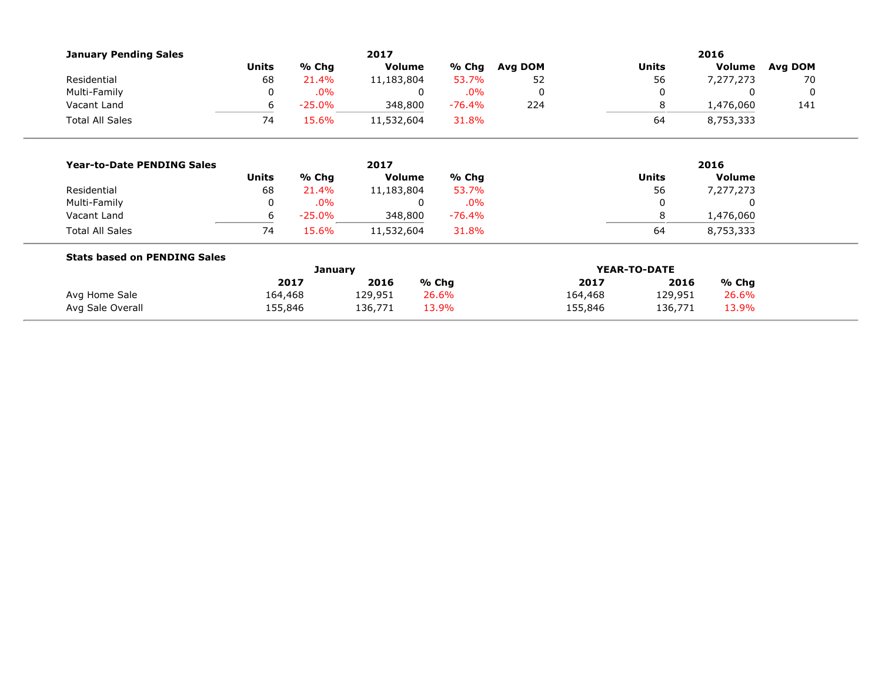### January Pending Sales

| | 2017 | | | | | 2016 | | |
|---|---|---|---|---|---|---|---|---|
| | Units | % Chg | Volume | % Chg | Avg DOM | Units | Volume | Avg DOM |
| Residential | 68 | 21.4% | 11,183,804 | 53.7% | 52 | 56 | 7,277,273 | 70 |
| Multi-Family | 0 | .0% | 0 | .0% | 0 | 0 | 0 | 0 |
| Vacant Land | 6 | -25.0% | 348,800 | -76.4% | 224 | 8 | 1,476,060 | 141 |
| Total All Sales | 74 | 15.6% | 11,532,604 | 31.8% | | 64 | 8,753,333 | |

### Year-to-Date PENDING Sales

| | 2017 | | | | 2016 | |
|---|---|---|---|---|---|---|
| | Units | % Chg | Volume | % Chg | Units | Volume |
| Residential | 68 | 21.4% | 11,183,804 | 53.7% | 56 | 7,277,273 |
| Multi-Family | 0 | .0% | 0 | .0% | 0 | 0 |
| Vacant Land | 6 | -25.0% | 348,800 | -76.4% | 8 | 1,476,060 |
| Total All Sales | 74 | 15.6% | 11,532,604 | 31.8% | 64 | 8,753,333 |

### Stats based on PENDING Sales

| | January | | | YEAR-TO-DATE | | |
|---|---|---|---|---|---|---|
| | 2017 | 2016 | % Chg | 2017 | 2016 | % Chg |
| Avg Home Sale | 164,468 | 129,951 | 26.6% | 164,468 | 129,951 | 26.6% |
| Avg Sale Overall | 155,846 | 136,771 | 13.9% | 155,846 | 136,771 | 13.9% |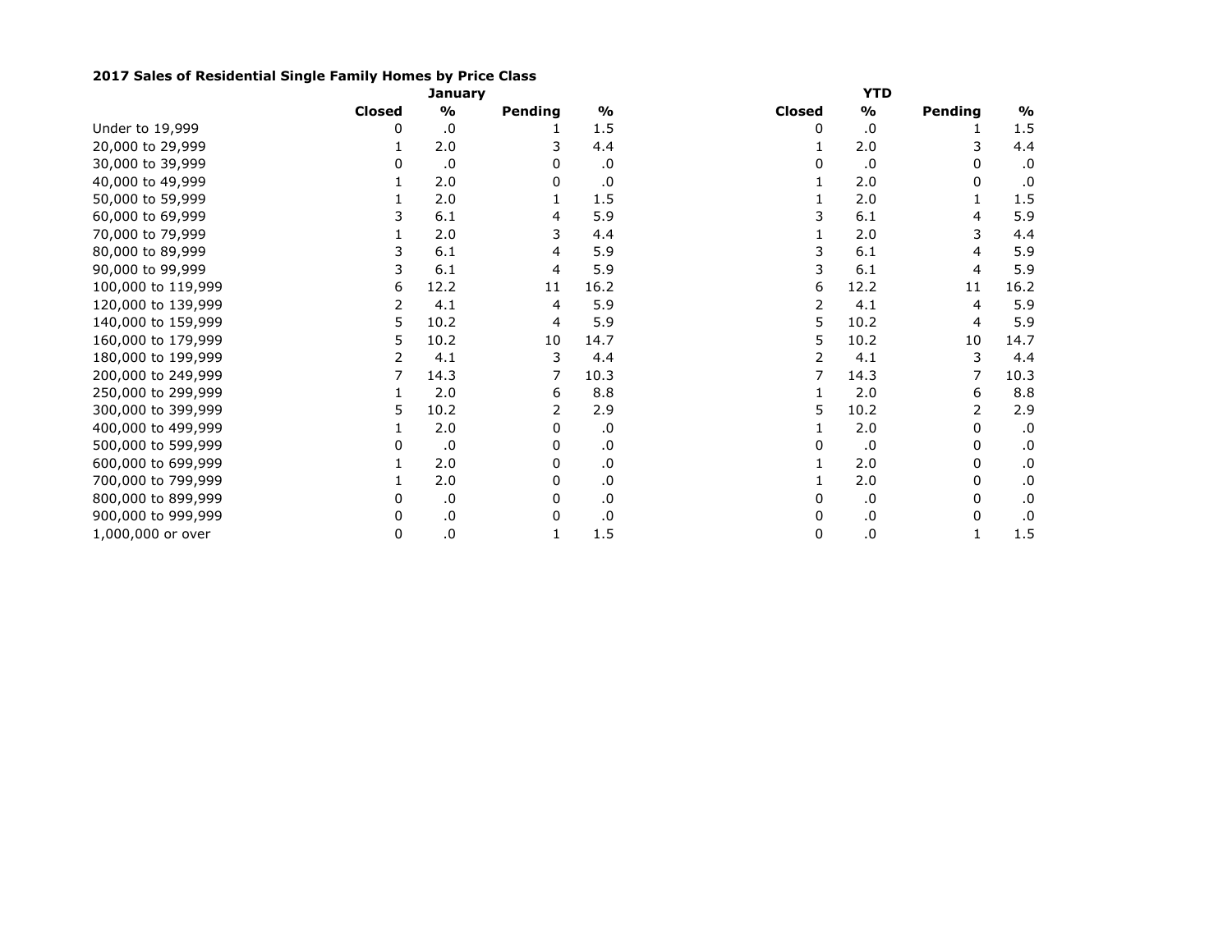**2017 Sales of Residential Single Family Homes by Price Class**

| | January | | | | YTD | | | |
|---|---|---|---|---|---|---|---|---|
| | **Closed** | **%** | **Pending** | **%** | **Closed** | **%** | **Pending** | **%** |
| Under to 19,999 | 0 | .0 | 1 | 1.5 | 0 | .0 | 1 | 1.5 |
| 20,000 to 29,999 | 1 | 2.0 | 3 | 4.4 | 1 | 2.0 | 3 | 4.4 |
| 30,000 to 39,999 | 0 | .0 | 0 | .0 | 0 | .0 | 0 | .0 |
| 40,000 to 49,999 | 1 | 2.0 | 0 | .0 | 1 | 2.0 | 0 | .0 |
| 50,000 to 59,999 | 1 | 2.0 | 1 | 1.5 | 1 | 2.0 | 1 | 1.5 |
| 60,000 to 69,999 | 3 | 6.1 | 4 | 5.9 | 3 | 6.1 | 4 | 5.9 |
| 70,000 to 79,999 | 1 | 2.0 | 3 | 4.4 | 1 | 2.0 | 3 | 4.4 |
| 80,000 to 89,999 | 3 | 6.1 | 4 | 5.9 | 3 | 6.1 | 4 | 5.9 |
| 90,000 to 99,999 | 3 | 6.1 | 4 | 5.9 | 3 | 6.1 | 4 | 5.9 |
| 100,000 to 119,999 | 6 | 12.2 | 11 | 16.2 | 6 | 12.2 | 11 | 16.2 |
| 120,000 to 139,999 | 2 | 4.1 | 4 | 5.9 | 2 | 4.1 | 4 | 5.9 |
| 140,000 to 159,999 | 5 | 10.2 | 4 | 5.9 | 5 | 10.2 | 4 | 5.9 |
| 160,000 to 179,999 | 5 | 10.2 | 10 | 14.7 | 5 | 10.2 | 10 | 14.7 |
| 180,000 to 199,999 | 2 | 4.1 | 3 | 4.4 | 2 | 4.1 | 3 | 4.4 |
| 200,000 to 249,999 | 7 | 14.3 | 7 | 10.3 | 7 | 14.3 | 7 | 10.3 |
| 250,000 to 299,999 | 1 | 2.0 | 6 | 8.8 | 1 | 2.0 | 6 | 8.8 |
| 300,000 to 399,999 | 5 | 10.2 | 2 | 2.9 | 5 | 10.2 | 2 | 2.9 |
| 400,000 to 499,999 | 1 | 2.0 | 0 | .0 | 1 | 2.0 | 0 | .0 |
| 500,000 to 599,999 | 0 | .0 | 0 | .0 | 0 | .0 | 0 | .0 |
| 600,000 to 699,999 | 1 | 2.0 | 0 | .0 | 1 | 2.0 | 0 | .0 |
| 700,000 to 799,999 | 1 | 2.0 | 0 | .0 | 1 | 2.0 | 0 | .0 |
| 800,000 to 899,999 | 0 | .0 | 0 | .0 | 0 | .0 | 0 | .0 |
| 900,000 to 999,999 | 0 | .0 | 0 | .0 | 0 | .0 | 0 | .0 |
| 1,000,000 or over | 0 | .0 | 1 | 1.5 | 0 | .0 | 1 | 1.5 |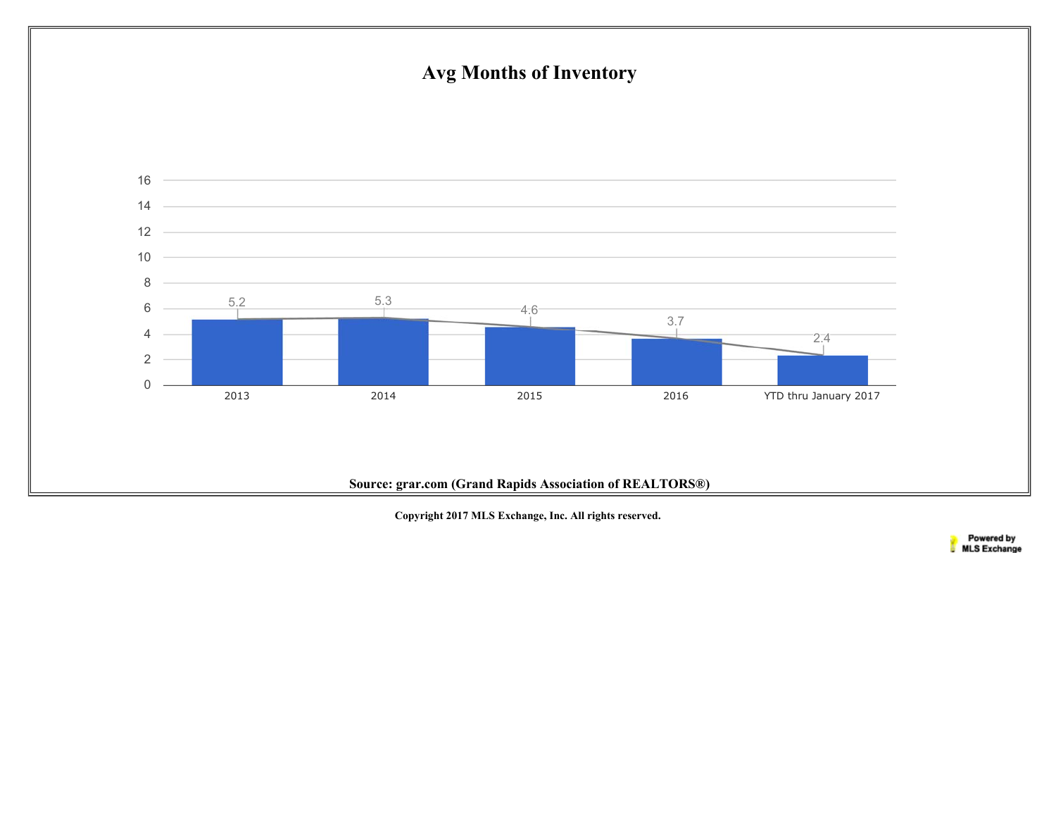# Avg Months of Inventory

16
14
12
10
8
6
4
2
0

5.2
5.3
4.6
3.7
2.4

2013
2014
2015
2016
YTD thru January 2017

**Source: grar.com (Grand Rapids Association of REALTORS®)**

**Copyright 2017 MLS Exchange, Inc. All rights reserved.**

Powered by MLS Exchange